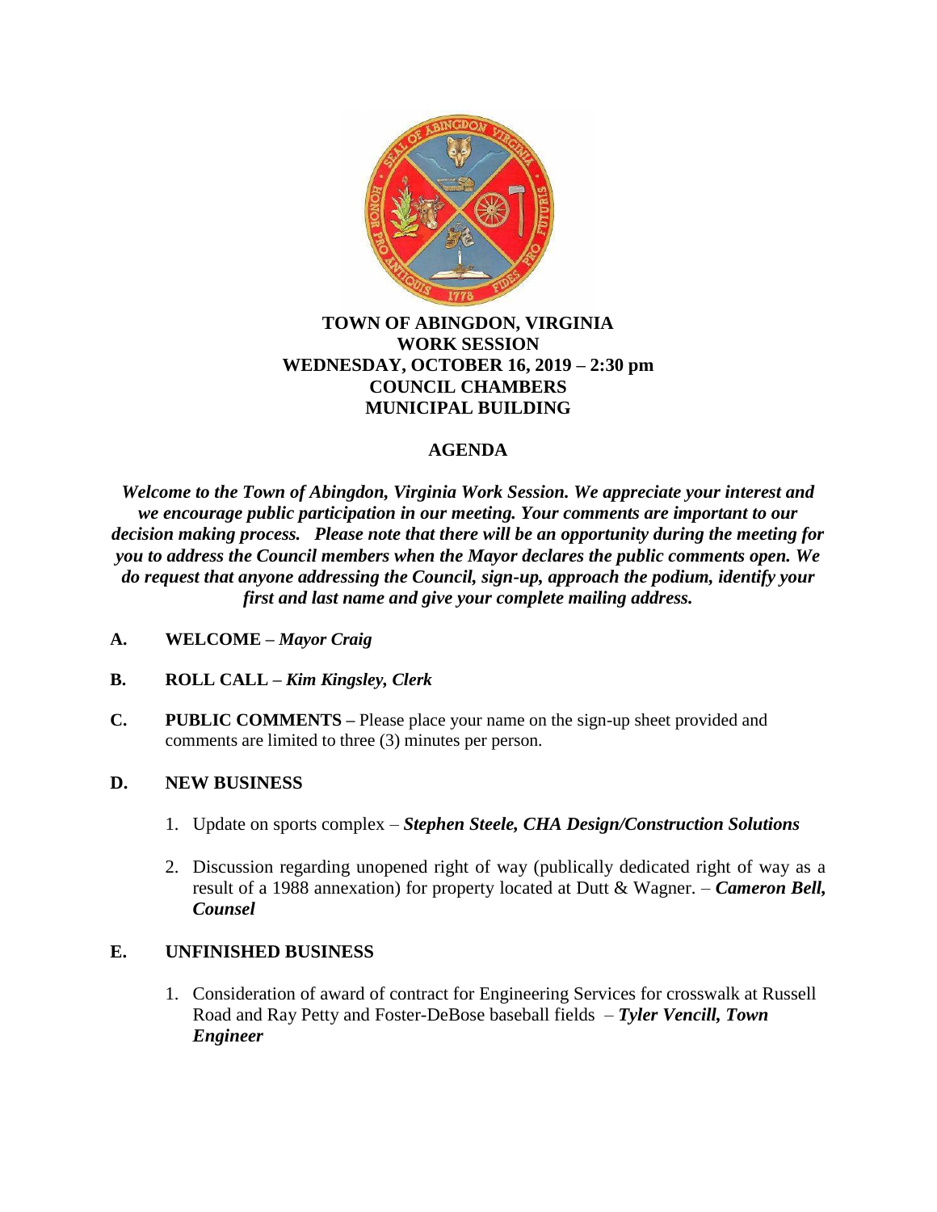**TOWN OF ABINGDON, VIRGINIA**
**WORK SESSION**
**WEDNESDAY, OCTOBER 16, 2019 – 2:30 pm**
**COUNCIL CHAMBERS**
**MUNICIPAL BUILDING**

## AGENDA

***Welcome to the Town of Abingdon, Virginia Work Session. We appreciate your interest and we encourage public participation in our meeting. Your comments are important to our decision making process. Please note that there will be an opportunity during the meeting for you to address the Council members when the Mayor declares the public comments open. We do request that anyone addressing the Council, sign-up, approach the podium, identify your first and last name and give your complete mailing address.***

**A. WELCOME –** ***Mayor Craig***

**B. ROLL CALL –** ***Kim Kingsley, Clerk***

**C. PUBLIC COMMENTS –** Please place your name on the sign-up sheet provided and comments are limited to three (3) minutes per person.

**D. NEW BUSINESS**

1. Update on sports complex – ***Stephen Steele, CHA Design/Construction Solutions***

2. Discussion regarding unopened right of way (publically dedicated right of way as a result of a 1988 annexation) for property located at Dutt & Wagner. – ***Cameron Bell, Counsel***

**E. UNFINISHED BUSINESS**

1. Consideration of award of contract for Engineering Services for crosswalk at Russell Road and Ray Petty and Foster-DeBose baseball fields – ***Tyler Vencill, Town Engineer***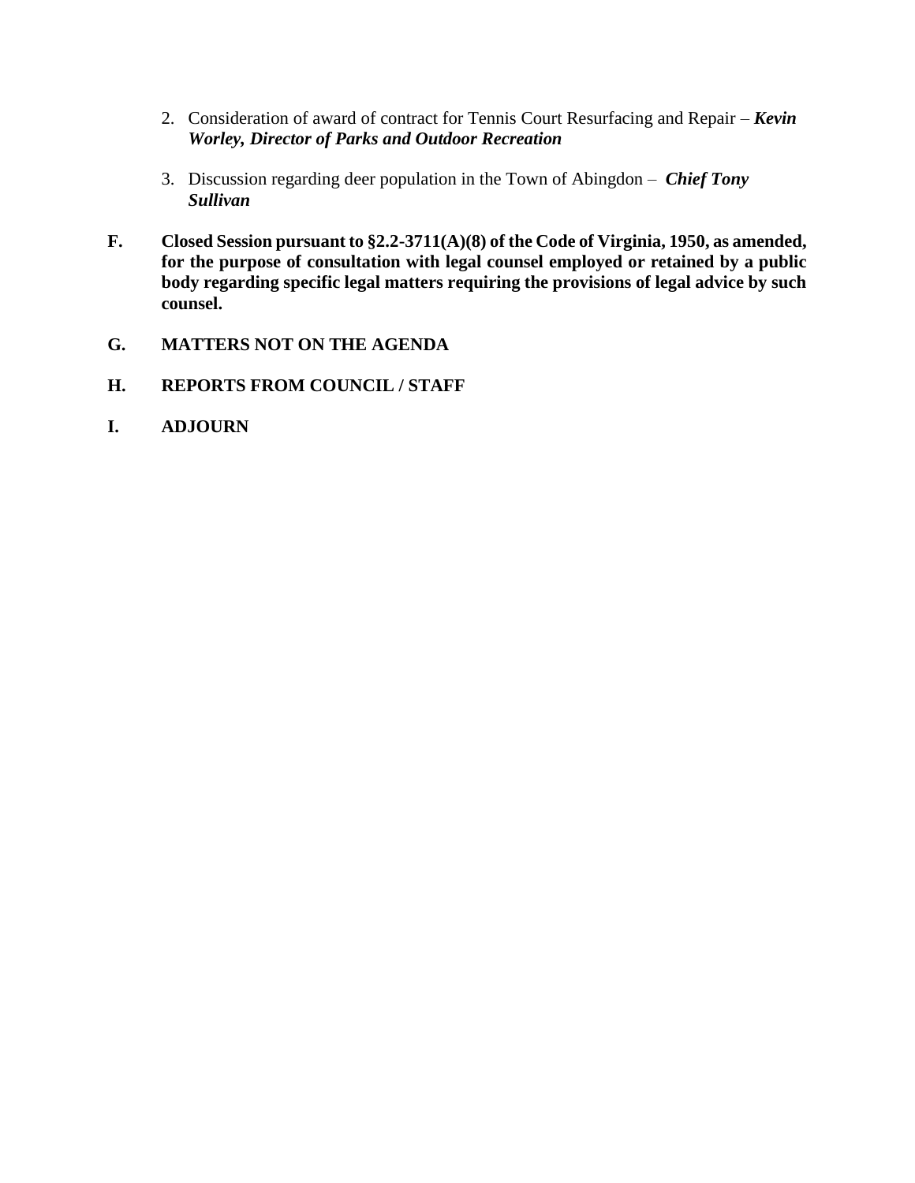2. Consideration of award of contract for Tennis Court Resurfacing and Repair – ***Kevin Worley, Director of Parks and Outdoor Recreation***

3. Discussion regarding deer population in the Town of Abingdon – ***Chief Tony Sullivan***

**F. Closed Session pursuant to §2.2-3711(A)(8) of the Code of Virginia, 1950, as amended, for the purpose of consultation with legal counsel employed or retained by a public body regarding specific legal matters requiring the provisions of legal advice by such counsel.**

**G. MATTERS NOT ON THE AGENDA**

**H. REPORTS FROM COUNCIL / STAFF**

**I. ADJOURN**